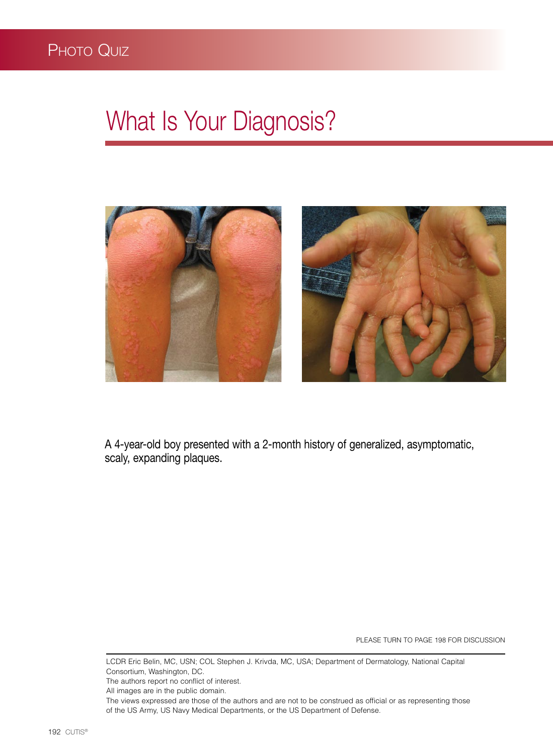Photo Quiz

# What Is Your Diagnosis?

A 4-year-old boy presented with a 2-month history of generalized, asymptomatic, scaly, expanding plaques.

PLEASE TURN TO PAGE 198 FOR DISCUSSION

LCDR Eric Belin, MC, USN; COL Stephen J. Krivda, MC, USA; Department of Dermatology, National Capital Consortium, Washington, DC.

The authors report no conflict of interest.

All images are in the public domain.

The views expressed are those of the authors and are not to be construed as official or as representing those of the US Army, US Navy Medical Departments, or the US Department of Defense.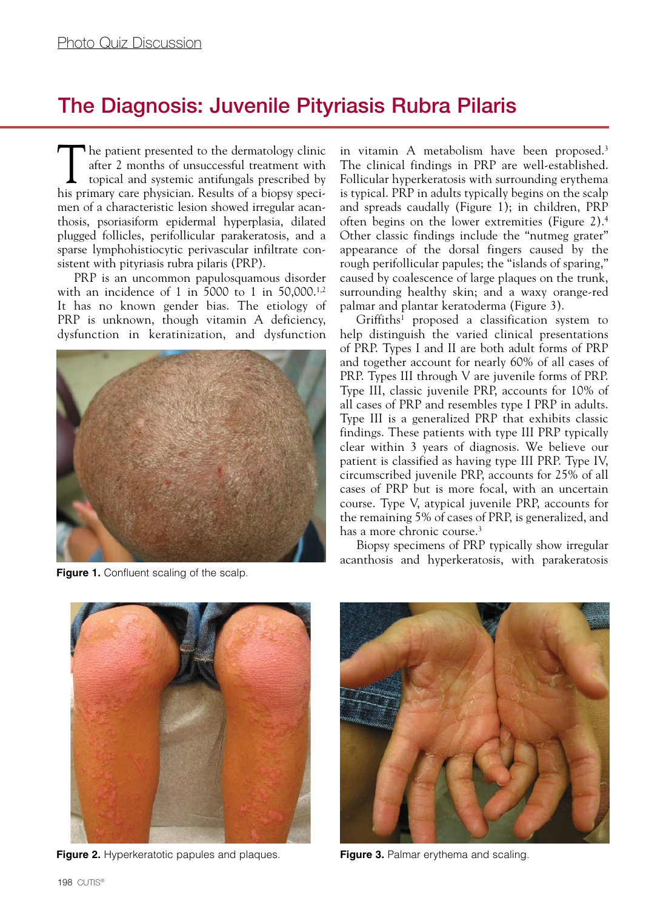Photo Quiz Discussion

# The Diagnosis: Juvenile Pityriasis Rubra Pilaris

The patient presented to the dermatology clinic after 2 months of unsuccessful treatment with topical and systemic antifungals prescribed by his primary care physician. Results of a biopsy specimen of a characteristic lesion showed irregular acanthosis, psoriasiform epidermal hyperplasia, dilated plugged follicles, perifollicular parakeratosis, and a sparse lymphohistiocytic perivascular infiltrate consistent with pityriasis rubra pilaris (PRP).

PRP is an uncommon papulosquamous disorder with an incidence of 1 in 5000 to 1 in 50,000.[1,2] It has no known gender bias. The etiology of PRP is unknown, though vitamin A deficiency, dysfunction in keratinization, and dysfunction in vitamin A metabolism have been proposed.[3] The clinical findings in PRP are well-established. Follicular hyperkeratosis with surrounding erythema is typical. PRP in adults typically begins on the scalp and spreads caudally (Figure 1); in children, PRP often begins on the lower extremities (Figure 2).[4] Other classic findings include the "nutmeg grater" appearance of the dorsal fingers caused by the rough perifollicular papules; the "islands of sparing," caused by coalescence of large plaques on the trunk, surrounding healthy skin; and a waxy orange-red palmar and plantar keratoderma (Figure 3).

**Figure 1.** Confluent scaling of the scalp.

Griffiths[1] proposed a classification system to help distinguish the varied clinical presentations of PRP. Types I and II are both adult forms of PRP and together account for nearly 60% of all cases of PRP. Types III through V are juvenile forms of PRP. Type III, classic juvenile PRP, accounts for 10% of all cases of PRP and resembles type I PRP in adults. Type III is a generalized PRP that exhibits classic findings. These patients with type III PRP typically clear within 3 years of diagnosis. We believe our patient is classified as having type III PRP. Type IV, circumscribed juvenile PRP, accounts for 25% of all cases of PRP but is more focal, with an uncertain course. Type V, atypical juvenile PRP, accounts for the remaining 5% of cases of PRP, is generalized, and has a more chronic course.[3]

Biopsy specimens of PRP typically show irregular acanthosis and hyperkeratosis, with parakeratosis

**Figure 2.** Hyperkeratotic papules and plaques.

**Figure 3.** Palmar erythema and scaling.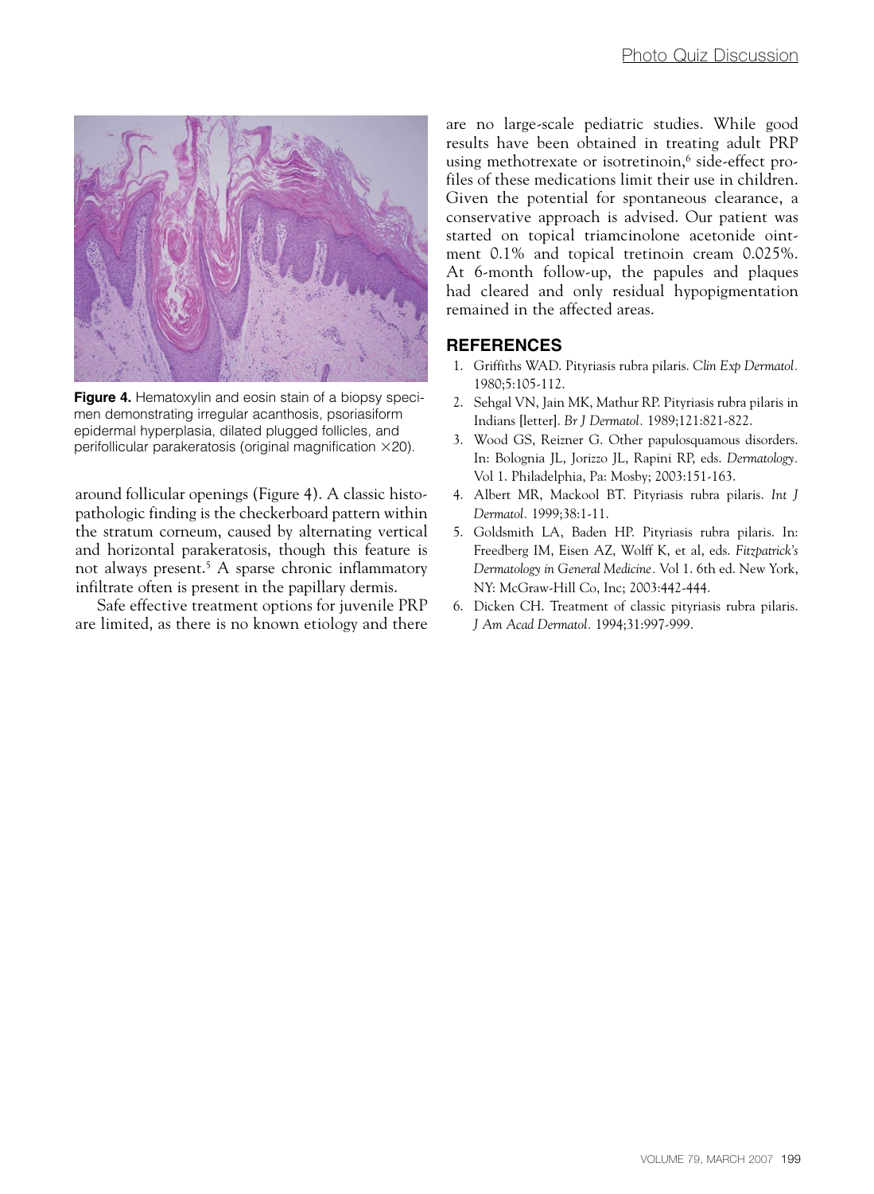**Figure 4.** Hematoxylin and eosin stain of a biopsy specimen demonstrating irregular acanthosis, psoriasiform epidermal hyperplasia, dilated plugged follicles, and perifollicular parakeratosis (original magnification ×20).

around follicular openings (Figure 4). A classic histopathologic finding is the checkerboard pattern within the stratum corneum, caused by alternating vertical and horizontal parakeratosis, though this feature is not always present.[5] A sparse chronic inflammatory infiltrate often is present in the papillary dermis.

Safe effective treatment options for juvenile PRP are limited, as there is no known etiology and there are no large-scale pediatric studies. While good results have been obtained in treating adult PRP using methotrexate or isotretinoin,[6] side-effect profiles of these medications limit their use in children. Given the potential for spontaneous clearance, a conservative approach is advised. Our patient was started on topical triamcinolone acetonide ointment 0.1% and topical tretinoin cream 0.025%. At 6-month follow-up, the papules and plaques had cleared and only residual hypopigmentation remained in the affected areas.

## REFERENCES

1. Griffiths WAD. Pityriasis rubra pilaris. *Clin Exp Dermatol*. 1980;5:105-112.
2. Sehgal VN, Jain MK, Mathur RP. Pityriasis rubra pilaris in Indians [letter]. *Br J Dermatol*. 1989;121:821-822.
3. Wood GS, Reizner G. Other papulosquamous disorders. In: Bolognia JL, Jorizzo JL, Rapini RP, eds. *Dermatology*. Vol 1. Philadelphia, Pa: Mosby; 2003:151-163.
4. Albert MR, Mackool BT. Pityriasis rubra pilaris. *Int J Dermatol*. 1999;38:1-11.
5. Goldsmith LA, Baden HP. Pityriasis rubra pilaris. In: Freedberg IM, Eisen AZ, Wolff K, et al, eds. *Fitzpatrick's Dermatology in General Medicine*. Vol 1. 6th ed. New York, NY: McGraw-Hill Co, Inc; 2003:442-444.
6. Dicken CH. Treatment of classic pityriasis rubra pilaris. *J Am Acad Dermatol*. 1994;31:997-999.